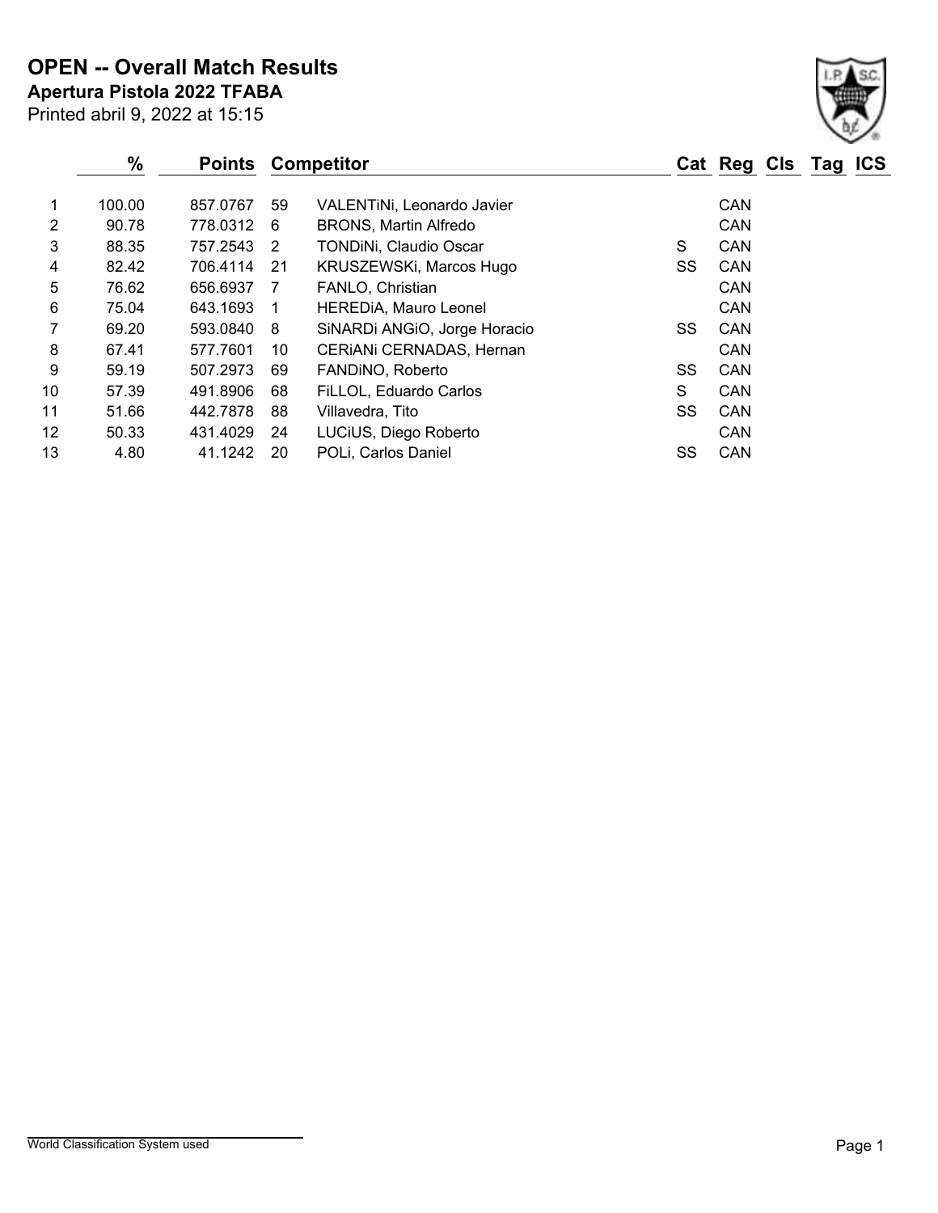# OPEN -- Overall Match Results

**Apertura Pistola 2022 TFABA**

Printed abril 9, 2022 at 15:15

| | % | Points | | Competitor | Cat | Reg | Cls | Tag | ICS |
|---|---|---|---|---|---|---|---|---|---|
| 1 | 100.00 | 857.0767 | 59 | VALENTiNi, Leonardo Javier | | CAN | | | |
| 2 | 90.78 | 778.0312 | 6 | BRONS, Martin Alfredo | | CAN | | | |
| 3 | 88.35 | 757.2543 | 2 | TONDiNi, Claudio Oscar | S | CAN | | | |
| 4 | 82.42 | 706.4114 | 21 | KRUSZEWSKi, Marcos Hugo | SS | CAN | | | |
| 5 | 76.62 | 656.6937 | 7 | FANLO, Christian | | CAN | | | |
| 6 | 75.04 | 643.1693 | 1 | HEREDiA, Mauro Leonel | | CAN | | | |
| 7 | 69.20 | 593.0840 | 8 | SiNARDi ANGiO, Jorge Horacio | SS | CAN | | | |
| 8 | 67.41 | 577.7601 | 10 | CERiANi CERNADAS, Hernan | | CAN | | | |
| 9 | 59.19 | 507.2973 | 69 | FANDiNO, Roberto | SS | CAN | | | |
| 10 | 57.39 | 491.8906 | 68 | FiLLOL, Eduardo Carlos | S | CAN | | | |
| 11 | 51.66 | 442.7878 | 88 | Villavedra, Tito | SS | CAN | | | |
| 12 | 50.33 | 431.4029 | 24 | LUCiUS, Diego Roberto | | CAN | | | |
| 13 | 4.80 | 41.1242 | 20 | POLi, Carlos Daniel | SS | CAN | | | |

World Classification System used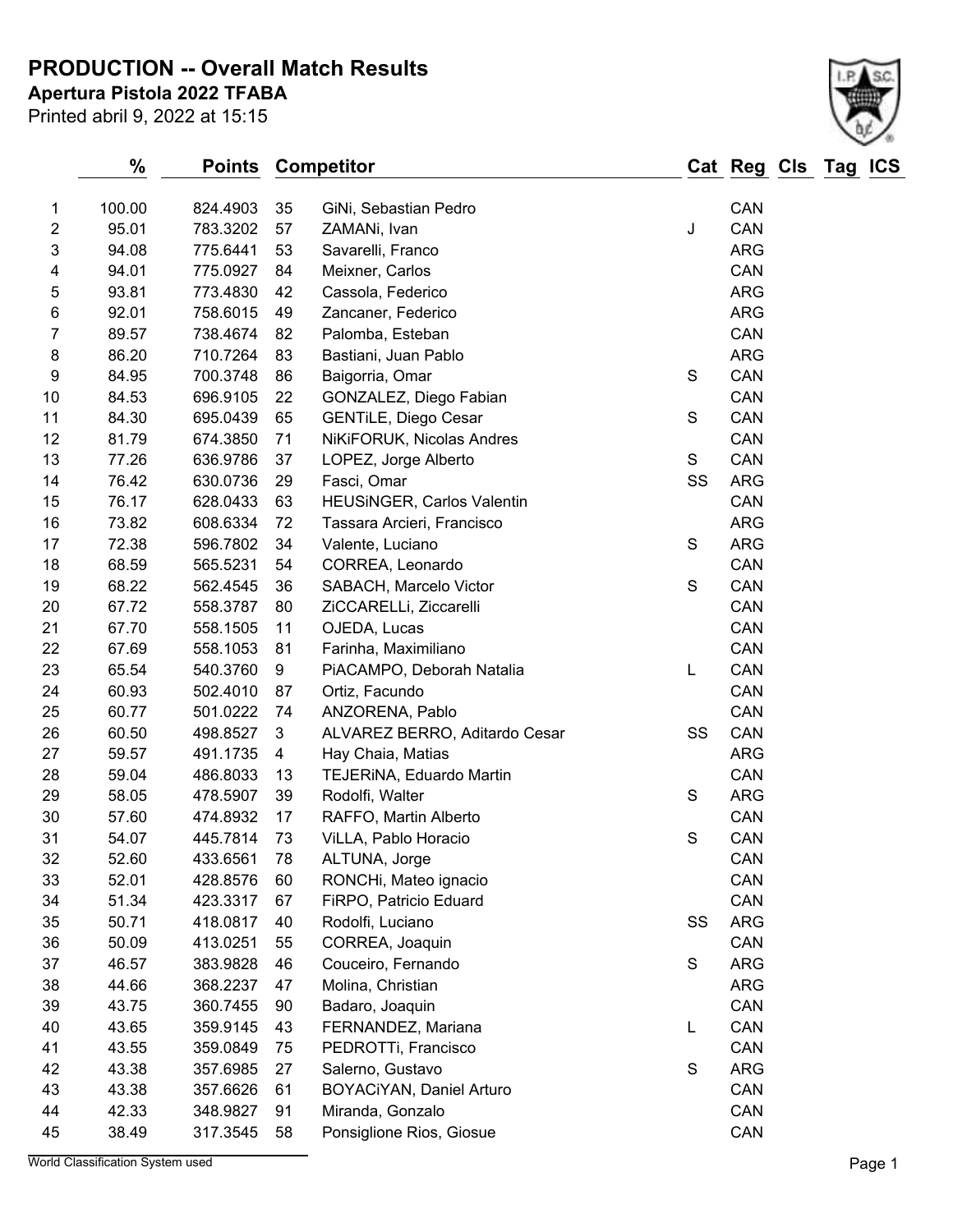# PRODUCTION -- Overall Match Results

**Apertura Pistola 2022 TFABA**

Printed abril 9, 2022 at 15:15

| | % | Points | Competitor | | Cat | Reg | Cls | Tag | ICS |
|---|---|---|---|---|---|---|---|---|---|
| 1 | 100.00 | 824.4903 | 35 | GiNi, Sebastian Pedro | | CAN | | | |
| 2 | 95.01 | 783.3202 | 57 | ZAMANi, Ivan | J | CAN | | | |
| 3 | 94.08 | 775.6441 | 53 | Savarelli, Franco | | ARG | | | |
| 4 | 94.01 | 775.0927 | 84 | Meixner, Carlos | | CAN | | | |
| 5 | 93.81 | 773.4830 | 42 | Cassola, Federico | | ARG | | | |
| 6 | 92.01 | 758.6015 | 49 | Zancaner, Federico | | ARG | | | |
| 7 | 89.57 | 738.4674 | 82 | Palomba, Esteban | | CAN | | | |
| 8 | 86.20 | 710.7264 | 83 | Bastiani, Juan Pablo | | ARG | | | |
| 9 | 84.95 | 700.3748 | 86 | Baigorria, Omar | S | CAN | | | |
| 10 | 84.53 | 696.9105 | 22 | GONZALEZ, Diego Fabian | | CAN | | | |
| 11 | 84.30 | 695.0439 | 65 | GENTiLE, Diego Cesar | S | CAN | | | |
| 12 | 81.79 | 674.3850 | 71 | NiKiFORUK, Nicolas Andres | | CAN | | | |
| 13 | 77.26 | 636.9786 | 37 | LOPEZ, Jorge Alberto | S | CAN | | | |
| 14 | 76.42 | 630.0736 | 29 | Fasci, Omar | SS | ARG | | | |
| 15 | 76.17 | 628.0433 | 63 | HEUSiNGER, Carlos Valentin | | CAN | | | |
| 16 | 73.82 | 608.6334 | 72 | Tassara Arcieri, Francisco | | ARG | | | |
| 17 | 72.38 | 596.7802 | 34 | Valente, Luciano | S | ARG | | | |
| 18 | 68.59 | 565.5231 | 54 | CORREA, Leonardo | | CAN | | | |
| 19 | 68.22 | 562.4545 | 36 | SABACH, Marcelo Victor | S | CAN | | | |
| 20 | 67.72 | 558.3787 | 80 | ZiCCARELLi, Ziccarelli | | CAN | | | |
| 21 | 67.70 | 558.1505 | 11 | OJEDA, Lucas | | CAN | | | |
| 22 | 67.69 | 558.1053 | 81 | Farinha, Maximiliano | | CAN | | | |
| 23 | 65.54 | 540.3760 | 9 | PiACAMPO, Deborah Natalia | L | CAN | | | |
| 24 | 60.93 | 502.4010 | 87 | Ortiz, Facundo | | CAN | | | |
| 25 | 60.77 | 501.0222 | 74 | ANZORENA, Pablo | | CAN | | | |
| 26 | 60.50 | 498.8527 | 3 | ALVAREZ BERRO, Aditardo Cesar | SS | CAN | | | |
| 27 | 59.57 | 491.1735 | 4 | Hay Chaia, Matias | | ARG | | | |
| 28 | 59.04 | 486.8033 | 13 | TEJERiNA, Eduardo Martin | | CAN | | | |
| 29 | 58.05 | 478.5907 | 39 | Rodolfi, Walter | S | ARG | | | |
| 30 | 57.60 | 474.8932 | 17 | RAFFO, Martin Alberto | | CAN | | | |
| 31 | 54.07 | 445.7814 | 73 | ViLLA, Pablo Horacio | S | CAN | | | |
| 32 | 52.60 | 433.6561 | 78 | ALTUNA, Jorge | | CAN | | | |
| 33 | 52.01 | 428.8576 | 60 | RONCHi, Mateo ignacio | | CAN | | | |
| 34 | 51.34 | 423.3317 | 67 | FiRPO, Patricio Eduard | | CAN | | | |
| 35 | 50.71 | 418.0817 | 40 | Rodolfi, Luciano | SS | ARG | | | |
| 36 | 50.09 | 413.0251 | 55 | CORREA, Joaquin | | CAN | | | |
| 37 | 46.57 | 383.9828 | 46 | Couceiro, Fernando | S | ARG | | | |
| 38 | 44.66 | 368.2237 | 47 | Molina, Christian | | ARG | | | |
| 39 | 43.75 | 360.7455 | 90 | Badaro, Joaquin | | CAN | | | |
| 40 | 43.65 | 359.9145 | 43 | FERNANDEZ, Mariana | L | CAN | | | |
| 41 | 43.55 | 359.0849 | 75 | PEDROTTi, Francisco | | CAN | | | |
| 42 | 43.38 | 357.6985 | 27 | Salerno, Gustavo | S | ARG | | | |
| 43 | 43.38 | 357.6626 | 61 | BOYACiYAN, Daniel Arturo | | CAN | | | |
| 44 | 42.33 | 348.9827 | 91 | Miranda, Gonzalo | | CAN | | | |
| 45 | 38.49 | 317.3545 | 58 | Ponsiglione Rios, Giosue | | CAN | | | |

World Classification System used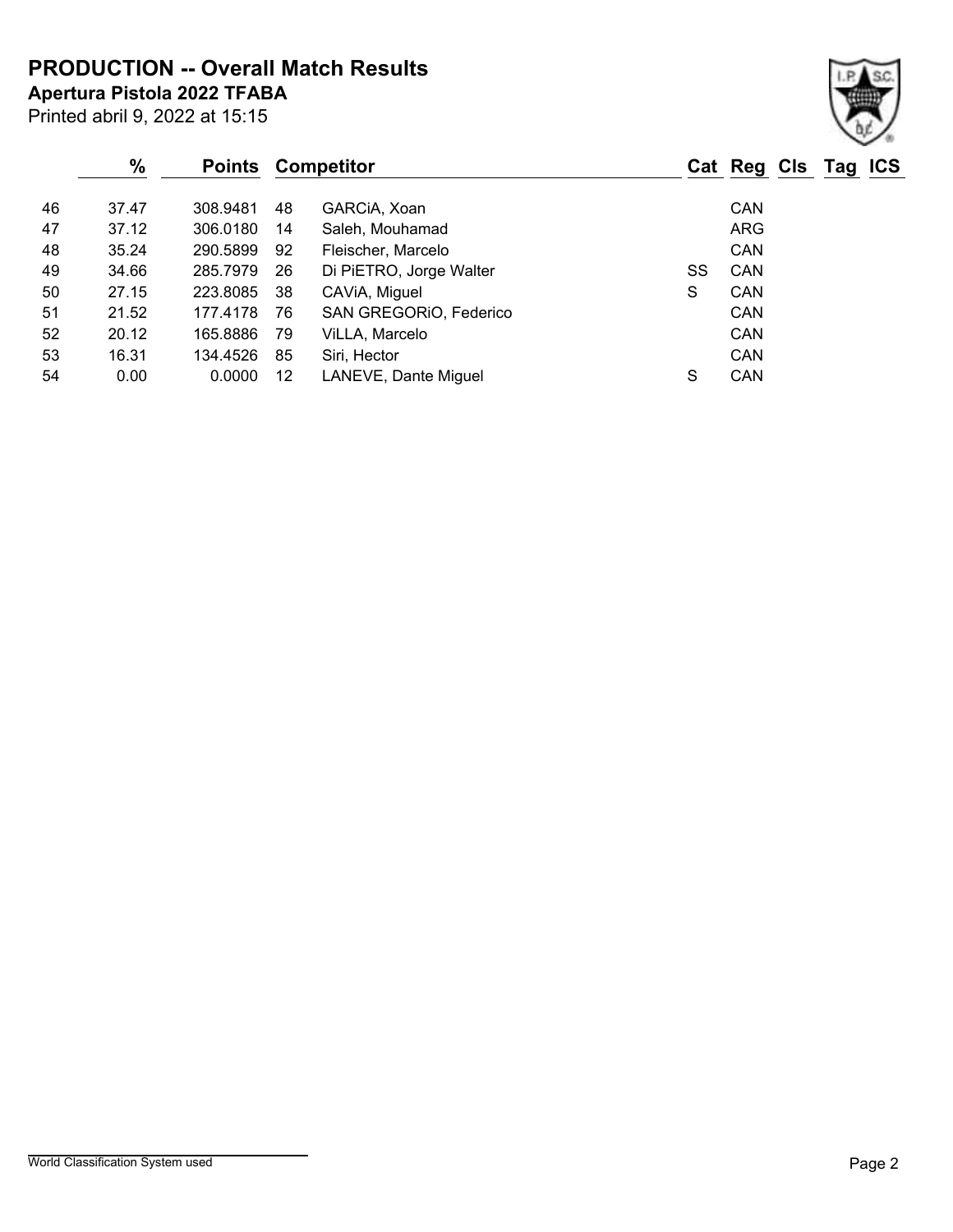# PRODUCTION -- Overall Match Results

**Apertura Pistola 2022 TFABA**

Printed abril 9, 2022 at 15:15

| | % | Points | | Competitor | Cat | Reg | Cls | Tag | ICS |
|---|---|---|---|---|---|---|---|---|---|
| 46 | 37.47 | 308.9481 | 48 | GARCiA, Xoan | | CAN | | | |
| 47 | 37.12 | 306.0180 | 14 | Saleh, Mouhamad | | ARG | | | |
| 48 | 35.24 | 290.5899 | 92 | Fleischer, Marcelo | | CAN | | | |
| 49 | 34.66 | 285.7979 | 26 | Di PiETRO, Jorge Walter | SS | CAN | | | |
| 50 | 27.15 | 223.8085 | 38 | CAViA, Miguel | S | CAN | | | |
| 51 | 21.52 | 177.4178 | 76 | SAN GREGORiO, Federico | | CAN | | | |
| 52 | 20.12 | 165.8886 | 79 | ViLLA, Marcelo | | CAN | | | |
| 53 | 16.31 | 134.4526 | 85 | Siri, Hector | | CAN | | | |
| 54 | 0.00 | 0.0000 | 12 | LANEVE, Dante Miguel | S | CAN | | | |

World Classification System used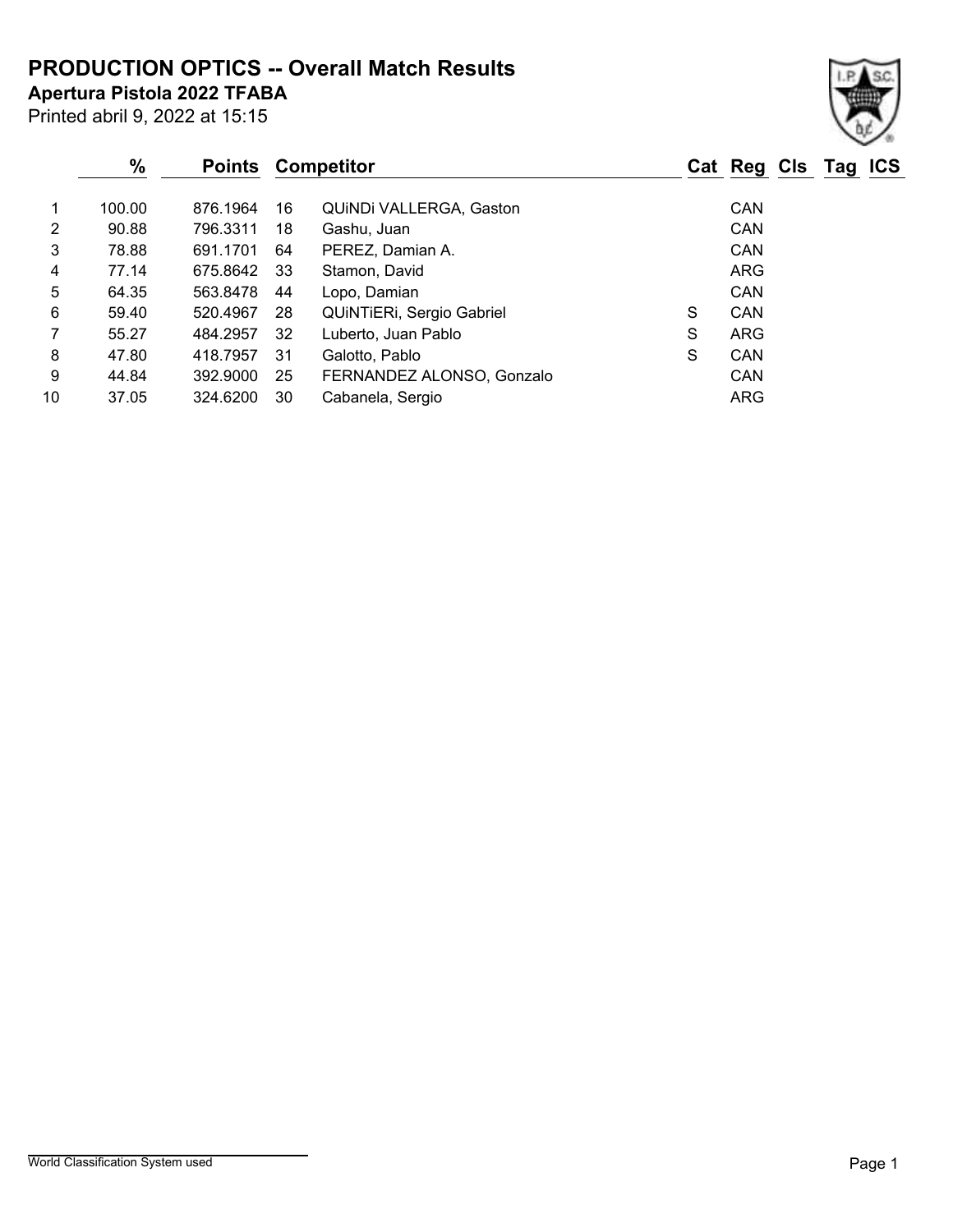# PRODUCTION OPTICS -- Overall Match Results

**Apertura Pistola 2022 TFABA**

Printed abril 9, 2022 at 15:15

| | % | Points | | Competitor | Cat | Reg | Cls | Tag | ICS |
|---|---|---|---|---|---|---|---|---|---|
| 1 | 100.00 | 876.1964 | 16 | QUiNDi VALLERGA, Gaston | | CAN | | | |
| 2 | 90.88 | 796.3311 | 18 | Gashu, Juan | | CAN | | | |
| 3 | 78.88 | 691.1701 | 64 | PEREZ, Damian A. | | CAN | | | |
| 4 | 77.14 | 675.8642 | 33 | Stamon, David | | ARG | | | |
| 5 | 64.35 | 563.8478 | 44 | Lopo, Damian | | CAN | | | |
| 6 | 59.40 | 520.4967 | 28 | QUiNTiERi, Sergio Gabriel | S | CAN | | | |
| 7 | 55.27 | 484.2957 | 32 | Luberto, Juan Pablo | S | ARG | | | |
| 8 | 47.80 | 418.7957 | 31 | Galotto, Pablo | S | CAN | | | |
| 9 | 44.84 | 392.9000 | 25 | FERNANDEZ ALONSO, Gonzalo | | CAN | | | |
| 10 | 37.05 | 324.6200 | 30 | Cabanela, Sergio | | ARG | | | |

World Classification System used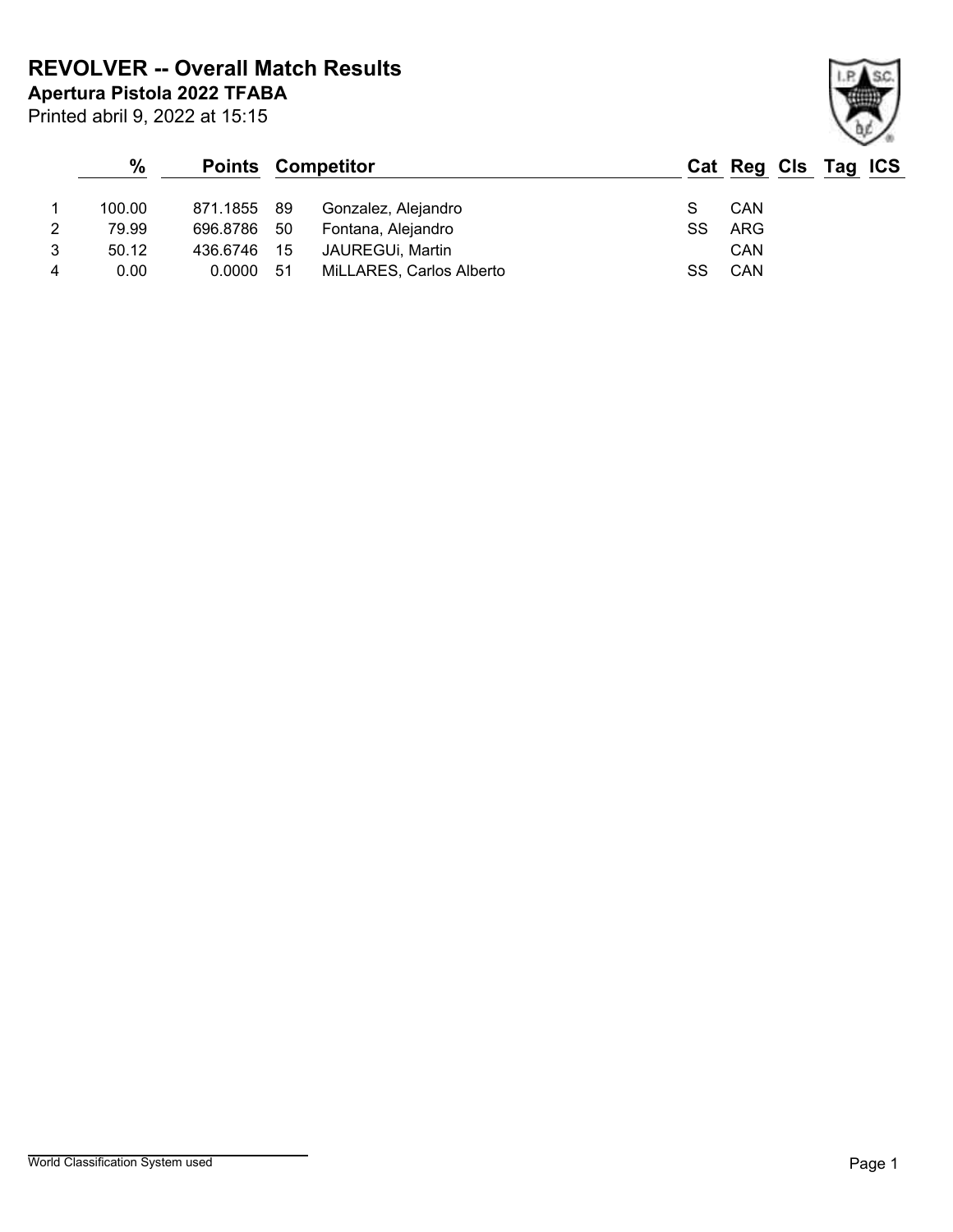# REVOLVER -- Overall Match Results

**Apertura Pistola 2022 TFABA**

Printed abril 9, 2022 at 15:15

| | % | Points | | Competitor | Cat | Reg | Cls | Tag | ICS |
|---|---|---|---|---|---|---|---|---|---|
| 1 | 100.00 | 871.1855 | 89 | Gonzalez, Alejandro | S | CAN | | | |
| 2 | 79.99 | 696.8786 | 50 | Fontana, Alejandro | SS | ARG | | | |
| 3 | 50.12 | 436.6746 | 15 | JAUREGUi, Martin | | CAN | | | |
| 4 | 0.00 | 0.0000 | 51 | MiLLARES, Carlos Alberto | SS | CAN | | | |

World Classification System used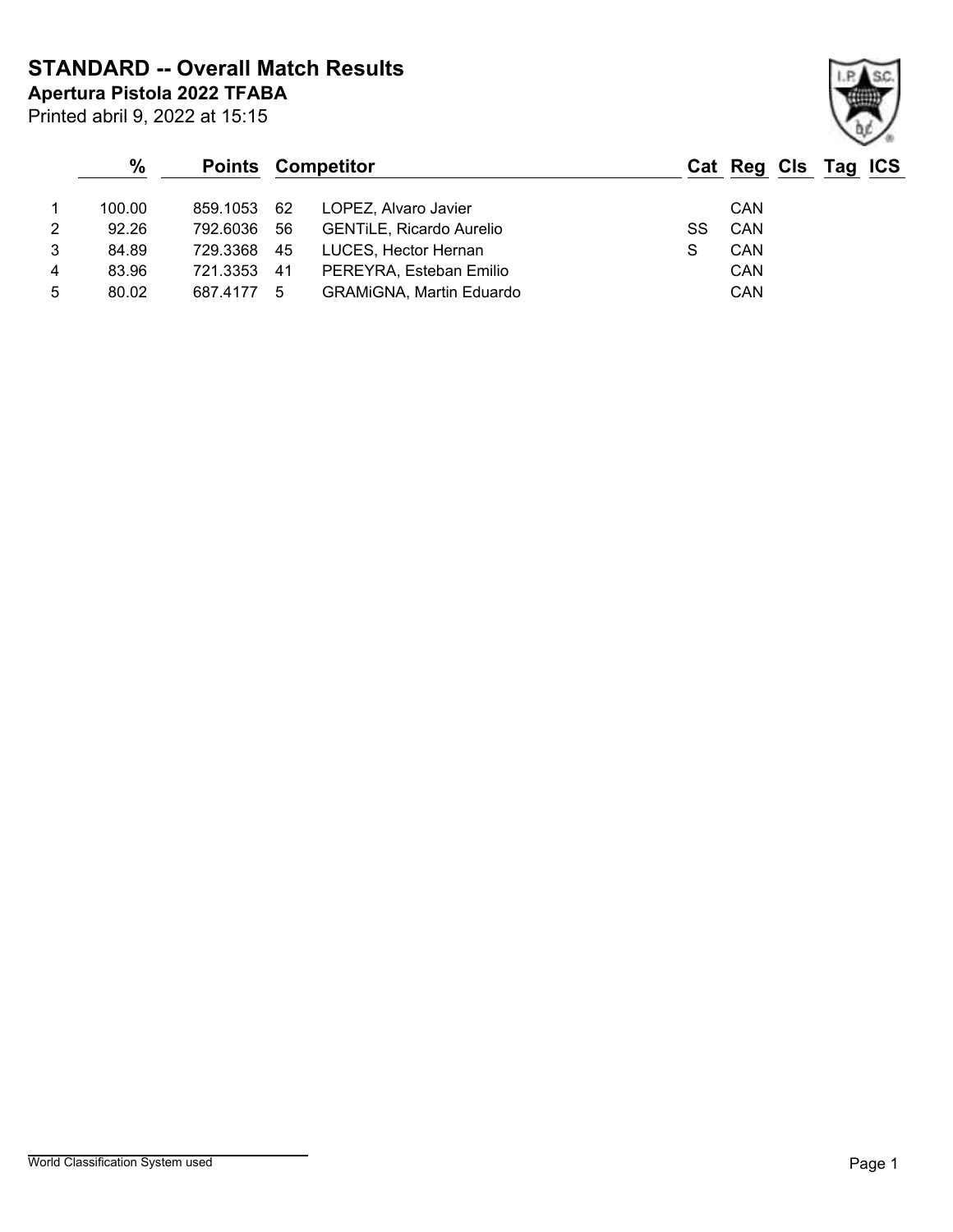# STANDARD -- Overall Match Results

**Apertura Pistola 2022 TFABA**

Printed abril 9, 2022 at 15:15

| | % | Points | Competitor | | Cat | Reg | Cls | Tag | ICS |
|---|---|---|---|---|---|---|---|---|---|
| 1 | 100.00 | 859.1053 | 62 | LOPEZ, Alvaro Javier | | CAN | | | |
| 2 | 92.26 | 792.6036 | 56 | GENTiLE, Ricardo Aurelio | SS | CAN | | | |
| 3 | 84.89 | 729.3368 | 45 | LUCES, Hector Hernan | S | CAN | | | |
| 4 | 83.96 | 721.3353 | 41 | PEREYRA, Esteban Emilio | | CAN | | | |
| 5 | 80.02 | 687.4177 | 5 | GRAMiGNA, Martin Eduardo | | CAN | | | |

World Classification System used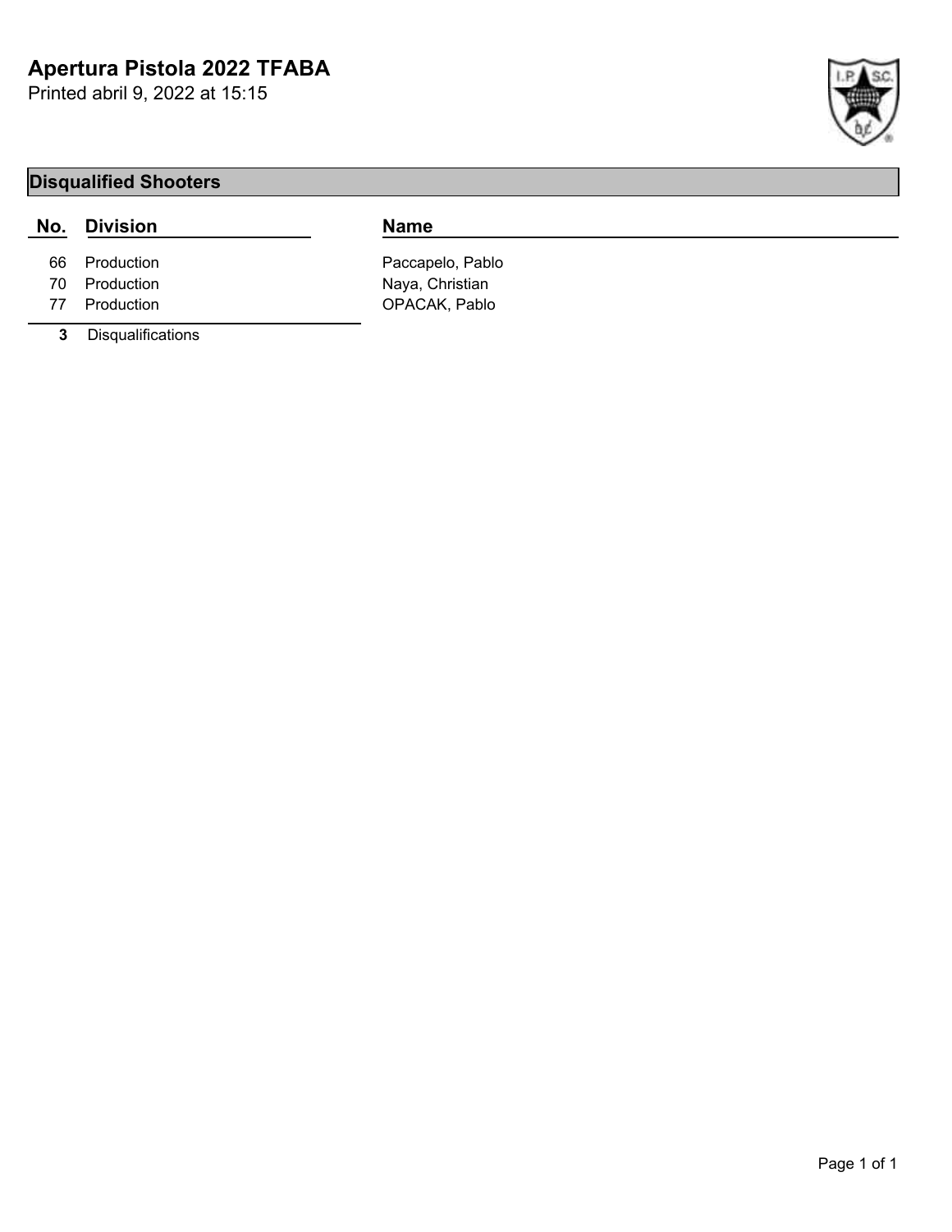# Apertura Pistola 2022 TFABA

Printed abril 9, 2022 at 15:15

## Disqualified Shooters

| No. | Division | Name |
|---|---|---|
| 66 | Production | Paccapelo, Pablo |
| 70 | Production | Naya, Christian |
| 77 | Production | OPACAK, Pablo |

**3** Disqualifications